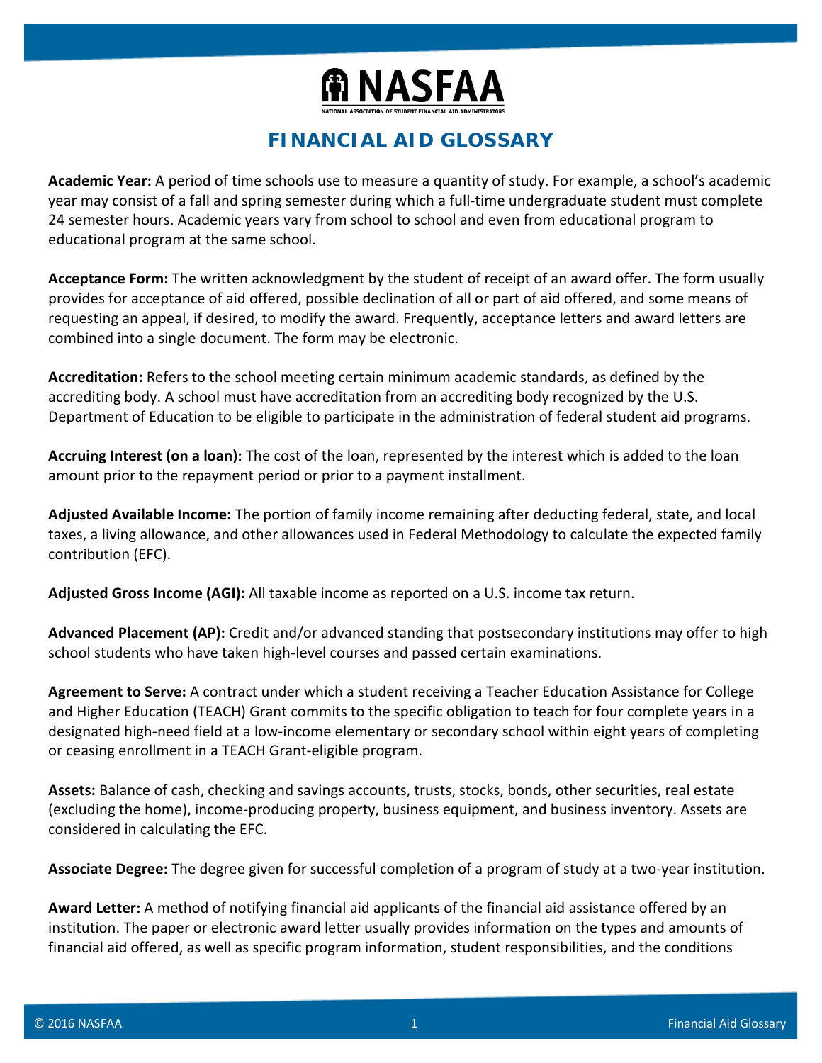# NASFAA

NATIONAL ASSOCIATION OF STUDENT FINANCIAL AID ADMINISTRATORS

## FINANCIAL AID GLOSSARY

**Academic Year:** A period of time schools use to measure a quantity of study. For example, a school's academic year may consist of a fall and spring semester during which a full-time undergraduate student must complete 24 semester hours. Academic years vary from school to school and even from educational program to educational program at the same school.

**Acceptance Form:** The written acknowledgment by the student of receipt of an award offer. The form usually provides for acceptance of aid offered, possible declination of all or part of aid offered, and some means of requesting an appeal, if desired, to modify the award. Frequently, acceptance letters and award letters are combined into a single document. The form may be electronic.

**Accreditation:** Refers to the school meeting certain minimum academic standards, as defined by the accrediting body. A school must have accreditation from an accrediting body recognized by the U.S. Department of Education to be eligible to participate in the administration of federal student aid programs.

**Accruing Interest (on a loan):** The cost of the loan, represented by the interest which is added to the loan amount prior to the repayment period or prior to a payment installment.

**Adjusted Available Income:** The portion of family income remaining after deducting federal, state, and local taxes, a living allowance, and other allowances used in Federal Methodology to calculate the expected family contribution (EFC).

**Adjusted Gross Income (AGI):** All taxable income as reported on a U.S. income tax return.

**Advanced Placement (AP):** Credit and/or advanced standing that postsecondary institutions may offer to high school students who have taken high-level courses and passed certain examinations.

**Agreement to Serve:** A contract under which a student receiving a Teacher Education Assistance for College and Higher Education (TEACH) Grant commits to the specific obligation to teach for four complete years in a designated high-need field at a low-income elementary or secondary school within eight years of completing or ceasing enrollment in a TEACH Grant-eligible program.

**Assets:** Balance of cash, checking and savings accounts, trusts, stocks, bonds, other securities, real estate (excluding the home), income-producing property, business equipment, and business inventory. Assets are considered in calculating the EFC.

**Associate Degree:** The degree given for successful completion of a program of study at a two-year institution.

**Award Letter:** A method of notifying financial aid applicants of the financial aid assistance offered by an institution. The paper or electronic award letter usually provides information on the types and amounts of financial aid offered, as well as specific program information, student responsibilities, and the conditions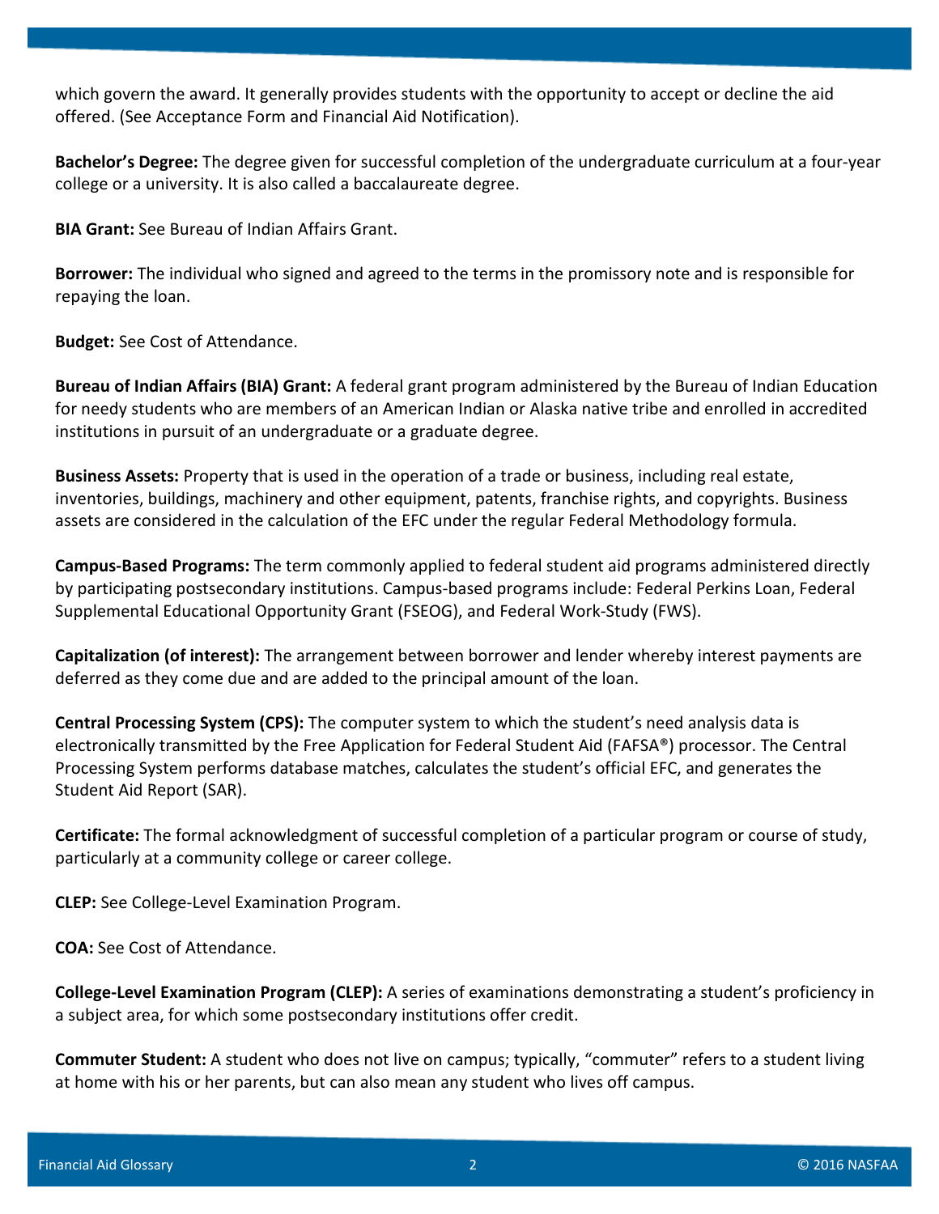which govern the award. It generally provides students with the opportunity to accept or decline the aid offered. (See Acceptance Form and Financial Aid Notification).

**Bachelor's Degree:** The degree given for successful completion of the undergraduate curriculum at a four-year college or a university. It is also called a baccalaureate degree.

**BIA Grant:** See Bureau of Indian Affairs Grant.

**Borrower:** The individual who signed and agreed to the terms in the promissory note and is responsible for repaying the loan.

**Budget:** See Cost of Attendance.

**Bureau of Indian Affairs (BIA) Grant:** A federal grant program administered by the Bureau of Indian Education for needy students who are members of an American Indian or Alaska native tribe and enrolled in accredited institutions in pursuit of an undergraduate or a graduate degree.

**Business Assets:** Property that is used in the operation of a trade or business, including real estate, inventories, buildings, machinery and other equipment, patents, franchise rights, and copyrights. Business assets are considered in the calculation of the EFC under the regular Federal Methodology formula.

**Campus-Based Programs:** The term commonly applied to federal student aid programs administered directly by participating postsecondary institutions. Campus-based programs include: Federal Perkins Loan, Federal Supplemental Educational Opportunity Grant (FSEOG), and Federal Work-Study (FWS).

**Capitalization (of interest):** The arrangement between borrower and lender whereby interest payments are deferred as they come due and are added to the principal amount of the loan.

**Central Processing System (CPS):** The computer system to which the student's need analysis data is electronically transmitted by the Free Application for Federal Student Aid (FAFSA®) processor. The Central Processing System performs database matches, calculates the student's official EFC, and generates the Student Aid Report (SAR).

**Certificate:** The formal acknowledgment of successful completion of a particular program or course of study, particularly at a community college or career college.

**CLEP:** See College-Level Examination Program.

**COA:** See Cost of Attendance.

**College-Level Examination Program (CLEP):** A series of examinations demonstrating a student's proficiency in a subject area, for which some postsecondary institutions offer credit.

**Commuter Student:** A student who does not live on campus; typically, "commuter" refers to a student living at home with his or her parents, but can also mean any student who lives off campus.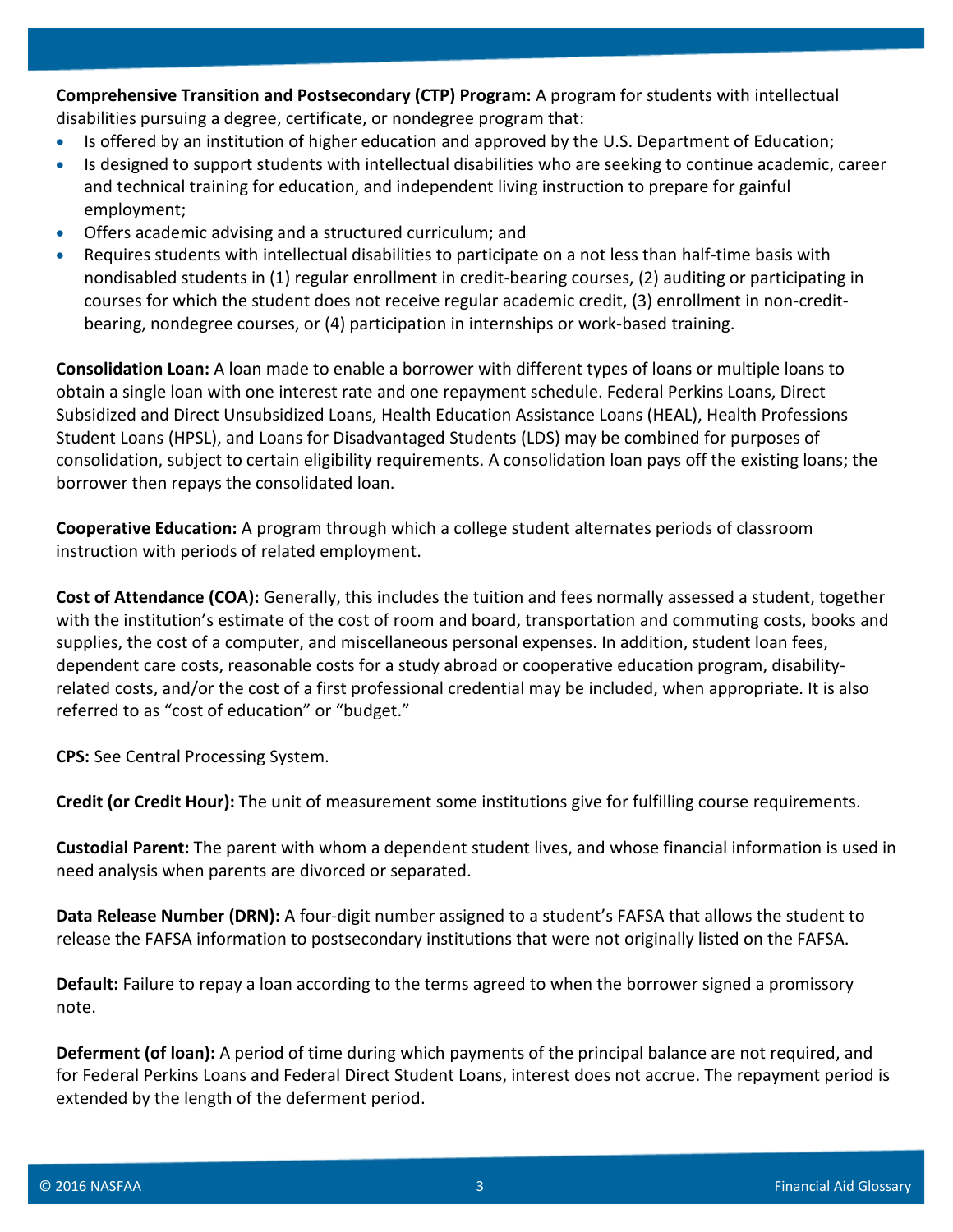**Comprehensive Transition and Postsecondary (CTP) Program:** A program for students with intellectual disabilities pursuing a degree, certificate, or nondegree program that:

- Is offered by an institution of higher education and approved by the U.S. Department of Education;
- Is designed to support students with intellectual disabilities who are seeking to continue academic, career and technical training for education, and independent living instruction to prepare for gainful employment;
- Offers academic advising and a structured curriculum; and
- Requires students with intellectual disabilities to participate on a not less than half-time basis with nondisabled students in (1) regular enrollment in credit-bearing courses, (2) auditing or participating in courses for which the student does not receive regular academic credit, (3) enrollment in non-credit-bearing, nondegree courses, or (4) participation in internships or work-based training.

**Consolidation Loan:** A loan made to enable a borrower with different types of loans or multiple loans to obtain a single loan with one interest rate and one repayment schedule. Federal Perkins Loans, Direct Subsidized and Direct Unsubsidized Loans, Health Education Assistance Loans (HEAL), Health Professions Student Loans (HPSL), and Loans for Disadvantaged Students (LDS) may be combined for purposes of consolidation, subject to certain eligibility requirements. A consolidation loan pays off the existing loans; the borrower then repays the consolidated loan.

**Cooperative Education:** A program through which a college student alternates periods of classroom instruction with periods of related employment.

**Cost of Attendance (COA):** Generally, this includes the tuition and fees normally assessed a student, together with the institution's estimate of the cost of room and board, transportation and commuting costs, books and supplies, the cost of a computer, and miscellaneous personal expenses. In addition, student loan fees, dependent care costs, reasonable costs for a study abroad or cooperative education program, disability-related costs, and/or the cost of a first professional credential may be included, when appropriate. It is also referred to as "cost of education" or "budget."

**CPS:** See Central Processing System.

**Credit (or Credit Hour):** The unit of measurement some institutions give for fulfilling course requirements.

**Custodial Parent:** The parent with whom a dependent student lives, and whose financial information is used in need analysis when parents are divorced or separated.

**Data Release Number (DRN):** A four-digit number assigned to a student's FAFSA that allows the student to release the FAFSA information to postsecondary institutions that were not originally listed on the FAFSA.

**Default:** Failure to repay a loan according to the terms agreed to when the borrower signed a promissory note.

**Deferment (of loan):** A period of time during which payments of the principal balance are not required, and for Federal Perkins Loans and Federal Direct Student Loans, interest does not accrue. The repayment period is extended by the length of the deferment period.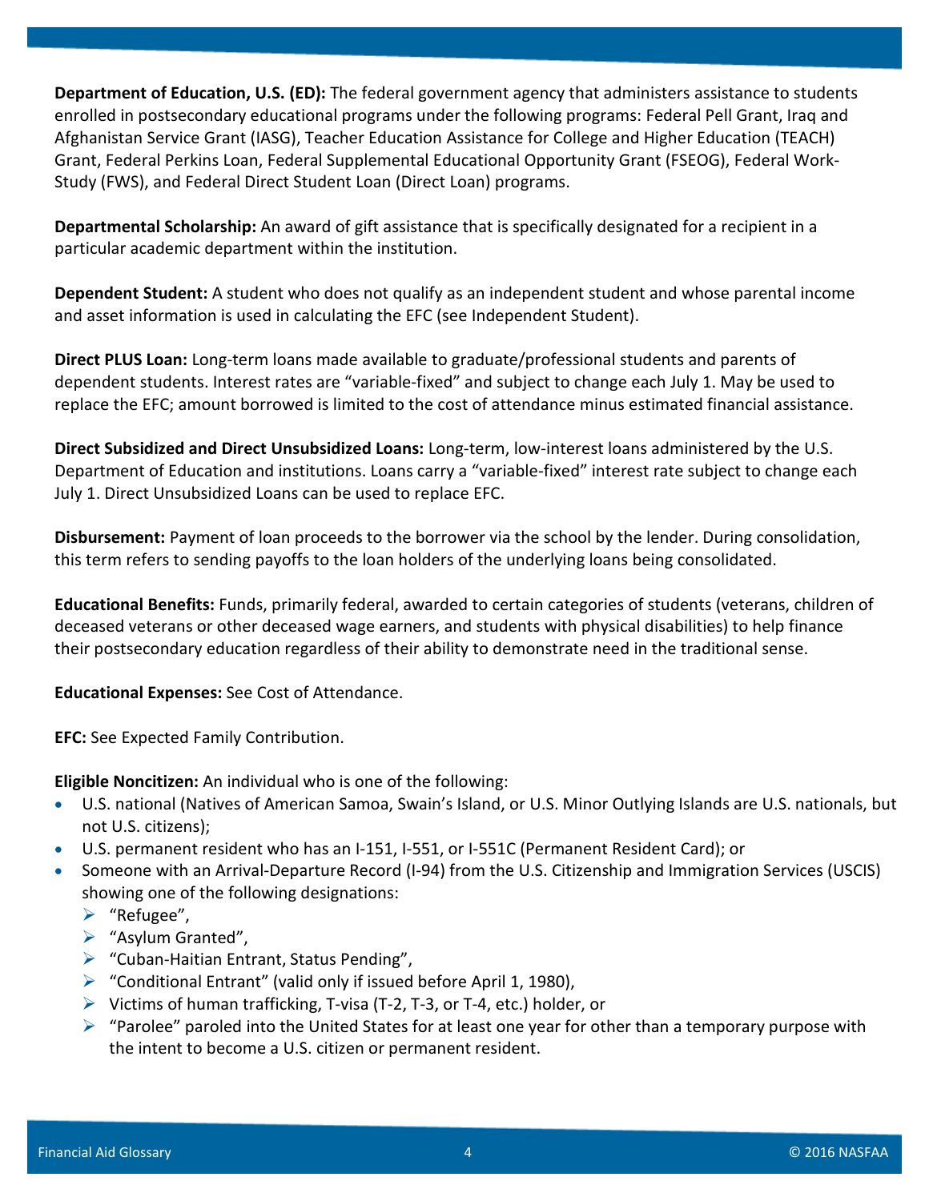**Department of Education, U.S. (ED):** The federal government agency that administers assistance to students enrolled in postsecondary educational programs under the following programs: Federal Pell Grant, Iraq and Afghanistan Service Grant (IASG), Teacher Education Assistance for College and Higher Education (TEACH) Grant, Federal Perkins Loan, Federal Supplemental Educational Opportunity Grant (FSEOG), Federal Work-Study (FWS), and Federal Direct Student Loan (Direct Loan) programs.

**Departmental Scholarship:** An award of gift assistance that is specifically designated for a recipient in a particular academic department within the institution.

**Dependent Student:** A student who does not qualify as an independent student and whose parental income and asset information is used in calculating the EFC (see Independent Student).

**Direct PLUS Loan:** Long-term loans made available to graduate/professional students and parents of dependent students. Interest rates are "variable-fixed" and subject to change each July 1. May be used to replace the EFC; amount borrowed is limited to the cost of attendance minus estimated financial assistance.

**Direct Subsidized and Direct Unsubsidized Loans:** Long-term, low-interest loans administered by the U.S. Department of Education and institutions. Loans carry a "variable-fixed" interest rate subject to change each July 1. Direct Unsubsidized Loans can be used to replace EFC.

**Disbursement:** Payment of loan proceeds to the borrower via the school by the lender. During consolidation, this term refers to sending payoffs to the loan holders of the underlying loans being consolidated.

**Educational Benefits:** Funds, primarily federal, awarded to certain categories of students (veterans, children of deceased veterans or other deceased wage earners, and students with physical disabilities) to help finance their postsecondary education regardless of their ability to demonstrate need in the traditional sense.

**Educational Expenses:** See Cost of Attendance.

**EFC:** See Expected Family Contribution.

**Eligible Noncitizen:** An individual who is one of the following:

- U.S. national (Natives of American Samoa, Swain's Island, or U.S. Minor Outlying Islands are U.S. nationals, but not U.S. citizens);
- U.S. permanent resident who has an I-151, I-551, or I-551C (Permanent Resident Card); or
- Someone with an Arrival-Departure Record (I-94) from the U.S. Citizenship and Immigration Services (USCIS) showing one of the following designations:
  - "Refugee",
  - "Asylum Granted",
  - "Cuban-Haitian Entrant, Status Pending",
  - "Conditional Entrant" (valid only if issued before April 1, 1980),
  - Victims of human trafficking, T-visa (T-2, T-3, or T-4, etc.) holder, or
  - "Parolee" paroled into the United States for at least one year for other than a temporary purpose with the intent to become a U.S. citizen or permanent resident.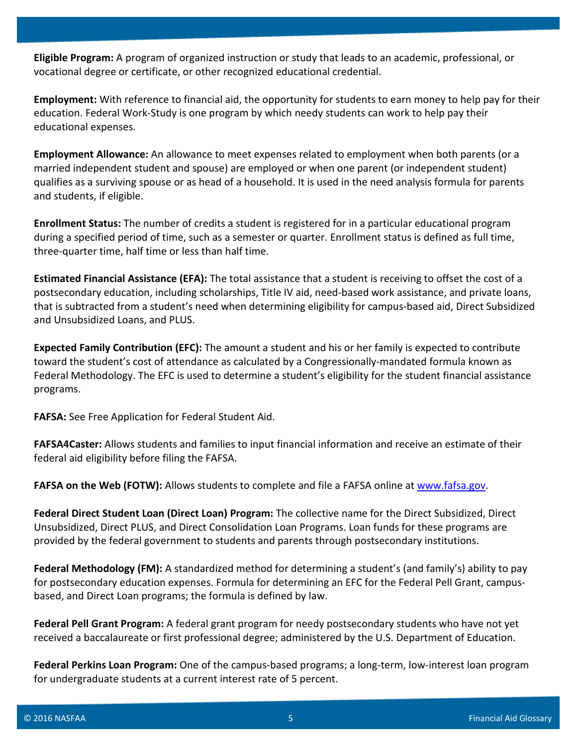**Eligible Program:** A program of organized instruction or study that leads to an academic, professional, or vocational degree or certificate, or other recognized educational credential.

**Employment:** With reference to financial aid, the opportunity for students to earn money to help pay for their education. Federal Work-Study is one program by which needy students can work to help pay their educational expenses.

**Employment Allowance:** An allowance to meet expenses related to employment when both parents (or a married independent student and spouse) are employed or when one parent (or independent student) qualifies as a surviving spouse or as head of a household. It is used in the need analysis formula for parents and students, if eligible.

**Enrollment Status:** The number of credits a student is registered for in a particular educational program during a specified period of time, such as a semester or quarter. Enrollment status is defined as full time, three-quarter time, half time or less than half time.

**Estimated Financial Assistance (EFA):** The total assistance that a student is receiving to offset the cost of a postsecondary education, including scholarships, Title IV aid, need-based work assistance, and private loans, that is subtracted from a student's need when determining eligibility for campus-based aid, Direct Subsidized and Unsubsidized Loans, and PLUS.

**Expected Family Contribution (EFC):** The amount a student and his or her family is expected to contribute toward the student's cost of attendance as calculated by a Congressionally-mandated formula known as Federal Methodology. The EFC is used to determine a student's eligibility for the student financial assistance programs.

**FAFSA:** See Free Application for Federal Student Aid.

**FAFSA4Caster:** Allows students and families to input financial information and receive an estimate of their federal aid eligibility before filing the FAFSA.

**FAFSA on the Web (FOTW):** Allows students to complete and file a FAFSA online at [www.fafsa.gov](http://www.fafsa.gov).

**Federal Direct Student Loan (Direct Loan) Program:** The collective name for the Direct Subsidized, Direct Unsubsidized, Direct PLUS, and Direct Consolidation Loan Programs. Loan funds for these programs are provided by the federal government to students and parents through postsecondary institutions.

**Federal Methodology (FM):** A standardized method for determining a student's (and family's) ability to pay for postsecondary education expenses. Formula for determining an EFC for the Federal Pell Grant, campus-based, and Direct Loan programs; the formula is defined by law.

**Federal Pell Grant Program:** A federal grant program for needy postsecondary students who have not yet received a baccalaureate or first professional degree; administered by the U.S. Department of Education.

**Federal Perkins Loan Program:** One of the campus-based programs; a long-term, low-interest loan program for undergraduate students at a current interest rate of 5 percent.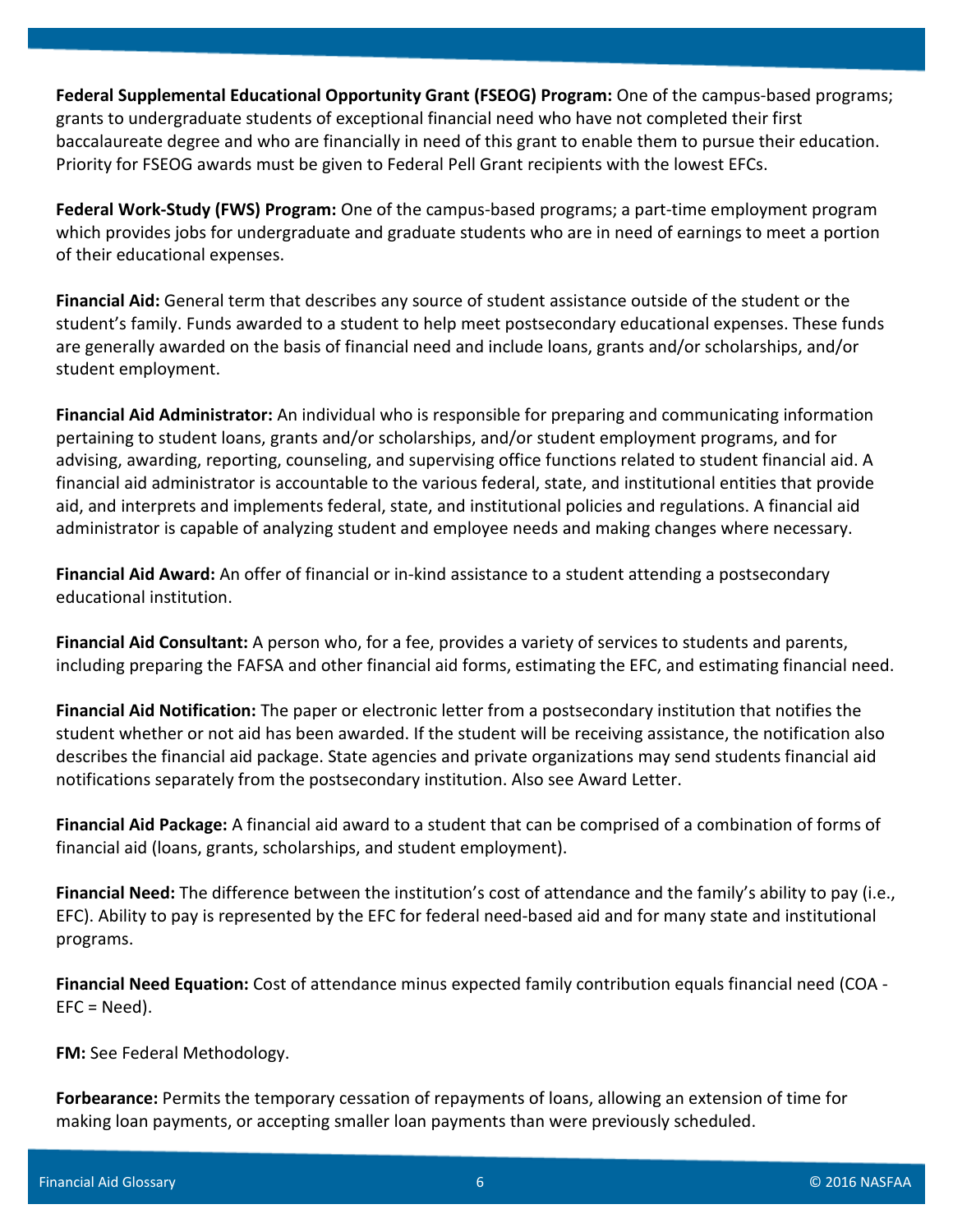**Federal Supplemental Educational Opportunity Grant (FSEOG) Program:** One of the campus-based programs; grants to undergraduate students of exceptional financial need who have not completed their first baccalaureate degree and who are financially in need of this grant to enable them to pursue their education. Priority for FSEOG awards must be given to Federal Pell Grant recipients with the lowest EFCs.

**Federal Work-Study (FWS) Program:** One of the campus-based programs; a part-time employment program which provides jobs for undergraduate and graduate students who are in need of earnings to meet a portion of their educational expenses.

**Financial Aid:** General term that describes any source of student assistance outside of the student or the student's family. Funds awarded to a student to help meet postsecondary educational expenses. These funds are generally awarded on the basis of financial need and include loans, grants and/or scholarships, and/or student employment.

**Financial Aid Administrator:** An individual who is responsible for preparing and communicating information pertaining to student loans, grants and/or scholarships, and/or student employment programs, and for advising, awarding, reporting, counseling, and supervising office functions related to student financial aid. A financial aid administrator is accountable to the various federal, state, and institutional entities that provide aid, and interprets and implements federal, state, and institutional policies and regulations. A financial aid administrator is capable of analyzing student and employee needs and making changes where necessary.

**Financial Aid Award:** An offer of financial or in-kind assistance to a student attending a postsecondary educational institution.

**Financial Aid Consultant:** A person who, for a fee, provides a variety of services to students and parents, including preparing the FAFSA and other financial aid forms, estimating the EFC, and estimating financial need.

**Financial Aid Notification:** The paper or electronic letter from a postsecondary institution that notifies the student whether or not aid has been awarded. If the student will be receiving assistance, the notification also describes the financial aid package. State agencies and private organizations may send students financial aid notifications separately from the postsecondary institution. Also see Award Letter.

**Financial Aid Package:** A financial aid award to a student that can be comprised of a combination of forms of financial aid (loans, grants, scholarships, and student employment).

**Financial Need:** The difference between the institution's cost of attendance and the family's ability to pay (i.e., EFC). Ability to pay is represented by the EFC for federal need-based aid and for many state and institutional programs.

**Financial Need Equation:** Cost of attendance minus expected family contribution equals financial need (COA - EFC = Need).

**FM:** See Federal Methodology.

**Forbearance:** Permits the temporary cessation of repayments of loans, allowing an extension of time for making loan payments, or accepting smaller loan payments than were previously scheduled.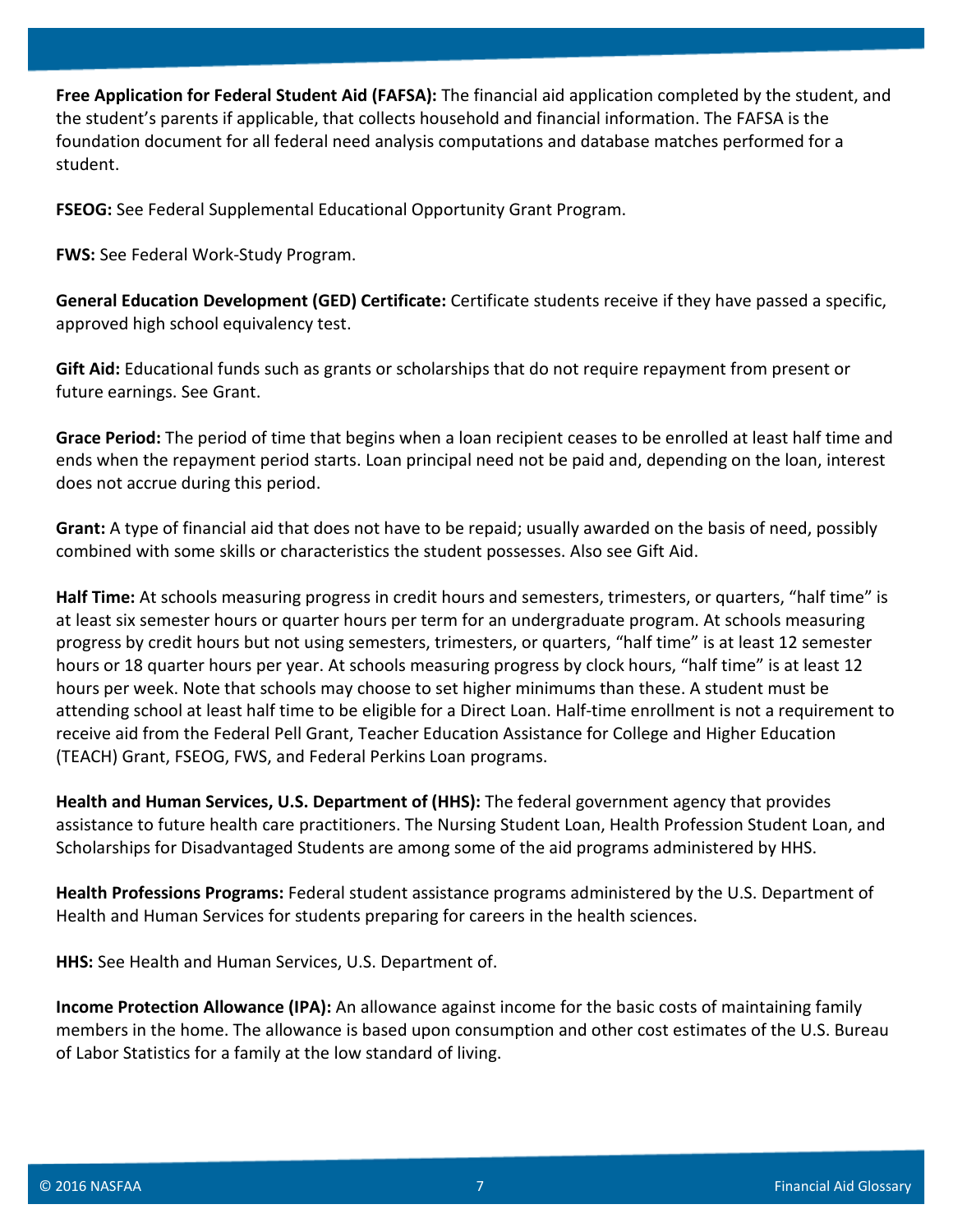**Free Application for Federal Student Aid (FAFSA):** The financial aid application completed by the student, and the student's parents if applicable, that collects household and financial information. The FAFSA is the foundation document for all federal need analysis computations and database matches performed for a student.

**FSEOG:** See Federal Supplemental Educational Opportunity Grant Program.

**FWS:** See Federal Work-Study Program.

**General Education Development (GED) Certificate:** Certificate students receive if they have passed a specific, approved high school equivalency test.

**Gift Aid:** Educational funds such as grants or scholarships that do not require repayment from present or future earnings. See Grant.

**Grace Period:** The period of time that begins when a loan recipient ceases to be enrolled at least half time and ends when the repayment period starts. Loan principal need not be paid and, depending on the loan, interest does not accrue during this period.

**Grant:** A type of financial aid that does not have to be repaid; usually awarded on the basis of need, possibly combined with some skills or characteristics the student possesses. Also see Gift Aid.

**Half Time:** At schools measuring progress in credit hours and semesters, trimesters, or quarters, "half time" is at least six semester hours or quarter hours per term for an undergraduate program. At schools measuring progress by credit hours but not using semesters, trimesters, or quarters, "half time" is at least 12 semester hours or 18 quarter hours per year. At schools measuring progress by clock hours, "half time" is at least 12 hours per week. Note that schools may choose to set higher minimums than these. A student must be attending school at least half time to be eligible for a Direct Loan. Half-time enrollment is not a requirement to receive aid from the Federal Pell Grant, Teacher Education Assistance for College and Higher Education (TEACH) Grant, FSEOG, FWS, and Federal Perkins Loan programs.

**Health and Human Services, U.S. Department of (HHS):** The federal government agency that provides assistance to future health care practitioners. The Nursing Student Loan, Health Profession Student Loan, and Scholarships for Disadvantaged Students are among some of the aid programs administered by HHS.

**Health Professions Programs:** Federal student assistance programs administered by the U.S. Department of Health and Human Services for students preparing for careers in the health sciences.

**HHS:** See Health and Human Services, U.S. Department of.

**Income Protection Allowance (IPA):** An allowance against income for the basic costs of maintaining family members in the home. The allowance is based upon consumption and other cost estimates of the U.S. Bureau of Labor Statistics for a family at the low standard of living.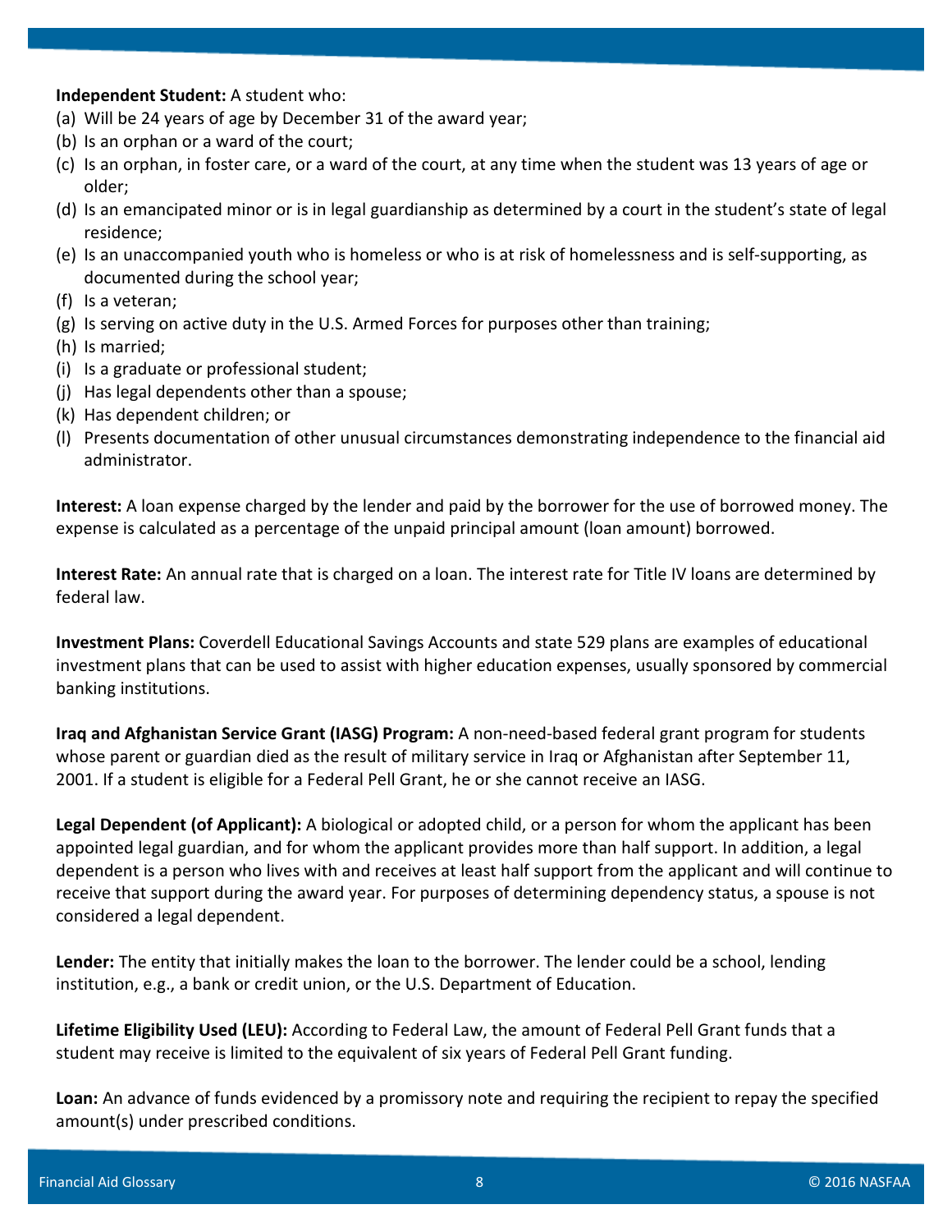**Independent Student:** A student who:

(a) Will be 24 years of age by December 31 of the award year;
(b) Is an orphan or a ward of the court;
(c) Is an orphan, in foster care, or a ward of the court, at any time when the student was 13 years of age or older;
(d) Is an emancipated minor or is in legal guardianship as determined by a court in the student's state of legal residence;
(e) Is an unaccompanied youth who is homeless or who is at risk of homelessness and is self-supporting, as documented during the school year;
(f) Is a veteran;
(g) Is serving on active duty in the U.S. Armed Forces for purposes other than training;
(h) Is married;
(i) Is a graduate or professional student;
(j) Has legal dependents other than a spouse;
(k) Has dependent children; or
(l) Presents documentation of other unusual circumstances demonstrating independence to the financial aid administrator.

**Interest:** A loan expense charged by the lender and paid by the borrower for the use of borrowed money. The expense is calculated as a percentage of the unpaid principal amount (loan amount) borrowed.

**Interest Rate:** An annual rate that is charged on a loan. The interest rate for Title IV loans are determined by federal law.

**Investment Plans:** Coverdell Educational Savings Accounts and state 529 plans are examples of educational investment plans that can be used to assist with higher education expenses, usually sponsored by commercial banking institutions.

**Iraq and Afghanistan Service Grant (IASG) Program:** A non-need-based federal grant program for students whose parent or guardian died as the result of military service in Iraq or Afghanistan after September 11, 2001. If a student is eligible for a Federal Pell Grant, he or she cannot receive an IASG.

**Legal Dependent (of Applicant):** A biological or adopted child, or a person for whom the applicant has been appointed legal guardian, and for whom the applicant provides more than half support. In addition, a legal dependent is a person who lives with and receives at least half support from the applicant and will continue to receive that support during the award year. For purposes of determining dependency status, a spouse is not considered a legal dependent.

**Lender:** The entity that initially makes the loan to the borrower. The lender could be a school, lending institution, e.g., a bank or credit union, or the U.S. Department of Education.

**Lifetime Eligibility Used (LEU):** According to Federal Law, the amount of Federal Pell Grant funds that a student may receive is limited to the equivalent of six years of Federal Pell Grant funding.

**Loan:** An advance of funds evidenced by a promissory note and requiring the recipient to repay the specified amount(s) under prescribed conditions.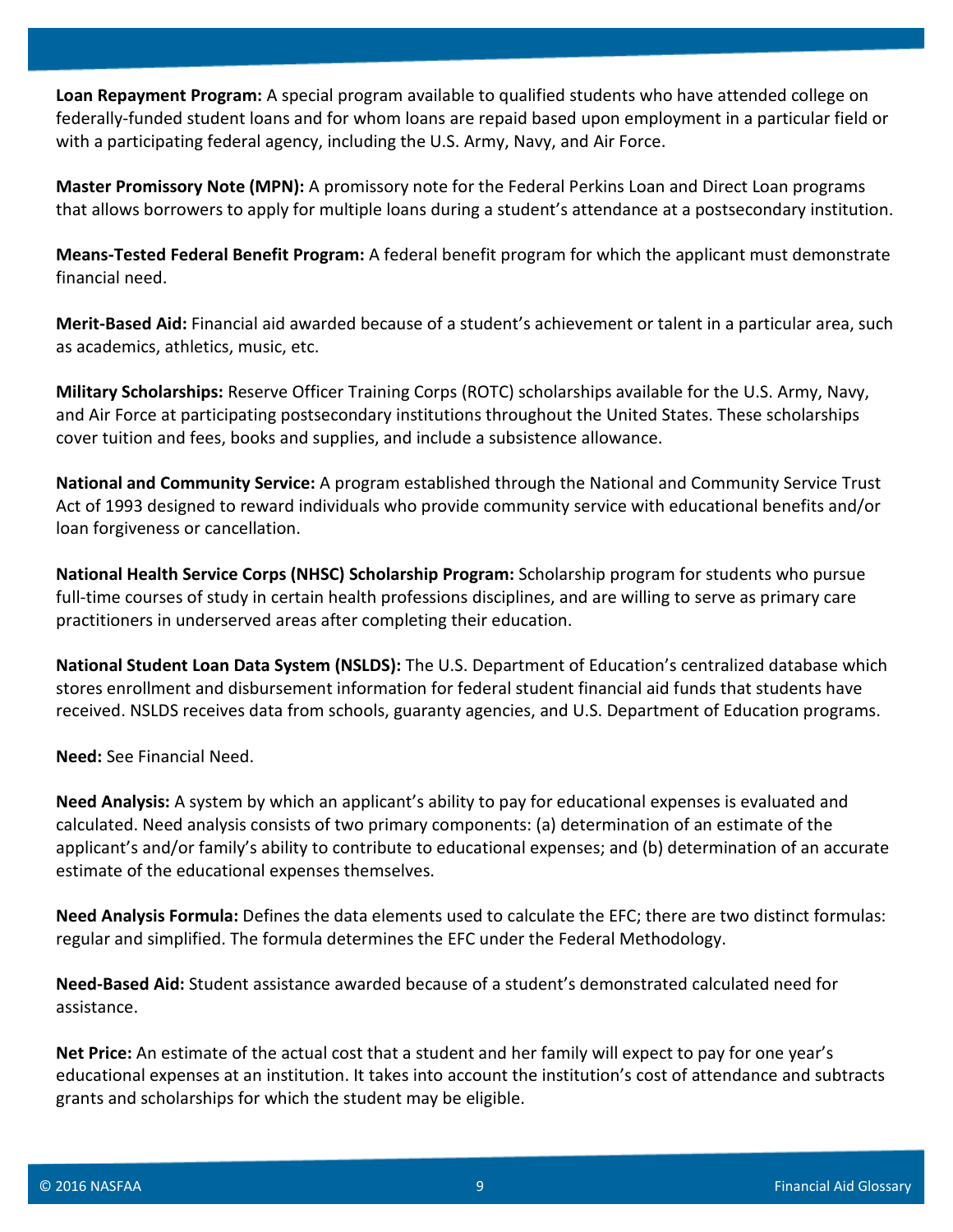**Loan Repayment Program:** A special program available to qualified students who have attended college on federally-funded student loans and for whom loans are repaid based upon employment in a particular field or with a participating federal agency, including the U.S. Army, Navy, and Air Force.

**Master Promissory Note (MPN):** A promissory note for the Federal Perkins Loan and Direct Loan programs that allows borrowers to apply for multiple loans during a student's attendance at a postsecondary institution.

**Means-Tested Federal Benefit Program:** A federal benefit program for which the applicant must demonstrate financial need.

**Merit-Based Aid:** Financial aid awarded because of a student's achievement or talent in a particular area, such as academics, athletics, music, etc.

**Military Scholarships:** Reserve Officer Training Corps (ROTC) scholarships available for the U.S. Army, Navy, and Air Force at participating postsecondary institutions throughout the United States. These scholarships cover tuition and fees, books and supplies, and include a subsistence allowance.

**National and Community Service:** A program established through the National and Community Service Trust Act of 1993 designed to reward individuals who provide community service with educational benefits and/or loan forgiveness or cancellation.

**National Health Service Corps (NHSC) Scholarship Program:** Scholarship program for students who pursue full-time courses of study in certain health professions disciplines, and are willing to serve as primary care practitioners in underserved areas after completing their education.

**National Student Loan Data System (NSLDS):** The U.S. Department of Education's centralized database which stores enrollment and disbursement information for federal student financial aid funds that students have received. NSLDS receives data from schools, guaranty agencies, and U.S. Department of Education programs.

**Need:** See Financial Need.

**Need Analysis:** A system by which an applicant's ability to pay for educational expenses is evaluated and calculated. Need analysis consists of two primary components: (a) determination of an estimate of the applicant's and/or family's ability to contribute to educational expenses; and (b) determination of an accurate estimate of the educational expenses themselves.

**Need Analysis Formula:** Defines the data elements used to calculate the EFC; there are two distinct formulas: regular and simplified. The formula determines the EFC under the Federal Methodology.

**Need-Based Aid:** Student assistance awarded because of a student's demonstrated calculated need for assistance.

**Net Price:** An estimate of the actual cost that a student and her family will expect to pay for one year's educational expenses at an institution. It takes into account the institution's cost of attendance and subtracts grants and scholarships for which the student may be eligible.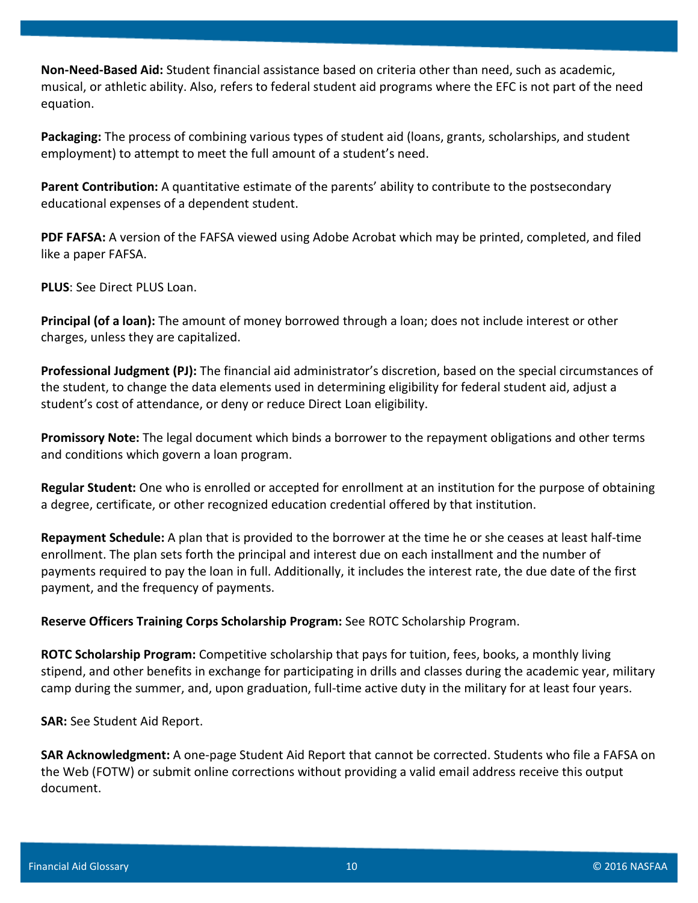**Non-Need-Based Aid:** Student financial assistance based on criteria other than need, such as academic, musical, or athletic ability. Also, refers to federal student aid programs where the EFC is not part of the need equation.

**Packaging:** The process of combining various types of student aid (loans, grants, scholarships, and student employment) to attempt to meet the full amount of a student's need.

**Parent Contribution:** A quantitative estimate of the parents' ability to contribute to the postsecondary educational expenses of a dependent student.

**PDF FAFSA:** A version of the FAFSA viewed using Adobe Acrobat which may be printed, completed, and filed like a paper FAFSA.

**PLUS**: See Direct PLUS Loan.

**Principal (of a loan):** The amount of money borrowed through a loan; does not include interest or other charges, unless they are capitalized.

**Professional Judgment (PJ):** The financial aid administrator's discretion, based on the special circumstances of the student, to change the data elements used in determining eligibility for federal student aid, adjust a student's cost of attendance, or deny or reduce Direct Loan eligibility.

**Promissory Note:** The legal document which binds a borrower to the repayment obligations and other terms and conditions which govern a loan program.

**Regular Student:** One who is enrolled or accepted for enrollment at an institution for the purpose of obtaining a degree, certificate, or other recognized education credential offered by that institution.

**Repayment Schedule:** A plan that is provided to the borrower at the time he or she ceases at least half-time enrollment. The plan sets forth the principal and interest due on each installment and the number of payments required to pay the loan in full. Additionally, it includes the interest rate, the due date of the first payment, and the frequency of payments.

**Reserve Officers Training Corps Scholarship Program:** See ROTC Scholarship Program.

**ROTC Scholarship Program:** Competitive scholarship that pays for tuition, fees, books, a monthly living stipend, and other benefits in exchange for participating in drills and classes during the academic year, military camp during the summer, and, upon graduation, full-time active duty in the military for at least four years.

**SAR:** See Student Aid Report.

**SAR Acknowledgment:** A one-page Student Aid Report that cannot be corrected. Students who file a FAFSA on the Web (FOTW) or submit online corrections without providing a valid email address receive this output document.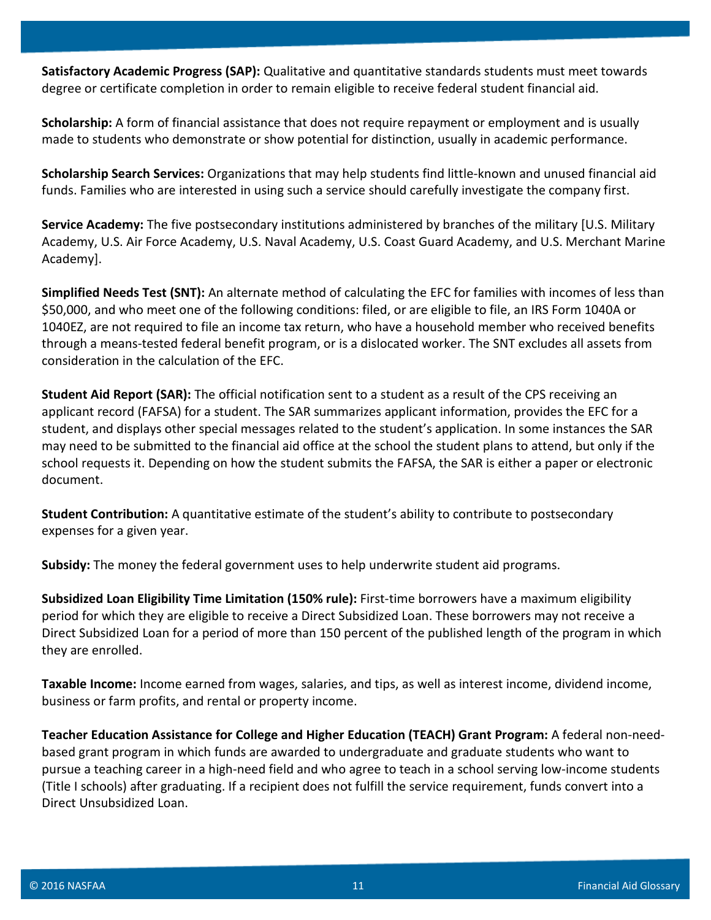**Satisfactory Academic Progress (SAP):** Qualitative and quantitative standards students must meet towards degree or certificate completion in order to remain eligible to receive federal student financial aid.

**Scholarship:** A form of financial assistance that does not require repayment or employment and is usually made to students who demonstrate or show potential for distinction, usually in academic performance.

**Scholarship Search Services:** Organizations that may help students find little-known and unused financial aid funds. Families who are interested in using such a service should carefully investigate the company first.

**Service Academy:** The five postsecondary institutions administered by branches of the military [U.S. Military Academy, U.S. Air Force Academy, U.S. Naval Academy, U.S. Coast Guard Academy, and U.S. Merchant Marine Academy].

**Simplified Needs Test (SNT):** An alternate method of calculating the EFC for families with incomes of less than $50,000, and who meet one of the following conditions: filed, or are eligible to file, an IRS Form 1040A or 1040EZ, are not required to file an income tax return, who have a household member who received benefits through a means-tested federal benefit program, or is a dislocated worker. The SNT excludes all assets from consideration in the calculation of the EFC.

**Student Aid Report (SAR):** The official notification sent to a student as a result of the CPS receiving an applicant record (FAFSA) for a student. The SAR summarizes applicant information, provides the EFC for a student, and displays other special messages related to the student's application. In some instances the SAR may need to be submitted to the financial aid office at the school the student plans to attend, but only if the school requests it. Depending on how the student submits the FAFSA, the SAR is either a paper or electronic document.

**Student Contribution:** A quantitative estimate of the student's ability to contribute to postsecondary expenses for a given year.

**Subsidy:** The money the federal government uses to help underwrite student aid programs.

**Subsidized Loan Eligibility Time Limitation (150% rule):** First-time borrowers have a maximum eligibility period for which they are eligible to receive a Direct Subsidized Loan. These borrowers may not receive a Direct Subsidized Loan for a period of more than 150 percent of the published length of the program in which they are enrolled.

**Taxable Income:** Income earned from wages, salaries, and tips, as well as interest income, dividend income, business or farm profits, and rental or property income.

**Teacher Education Assistance for College and Higher Education (TEACH) Grant Program:** A federal non-need-based grant program in which funds are awarded to undergraduate and graduate students who want to pursue a teaching career in a high-need field and who agree to teach in a school serving low-income students (Title I schools) after graduating. If a recipient does not fulfill the service requirement, funds convert into a Direct Unsubsidized Loan.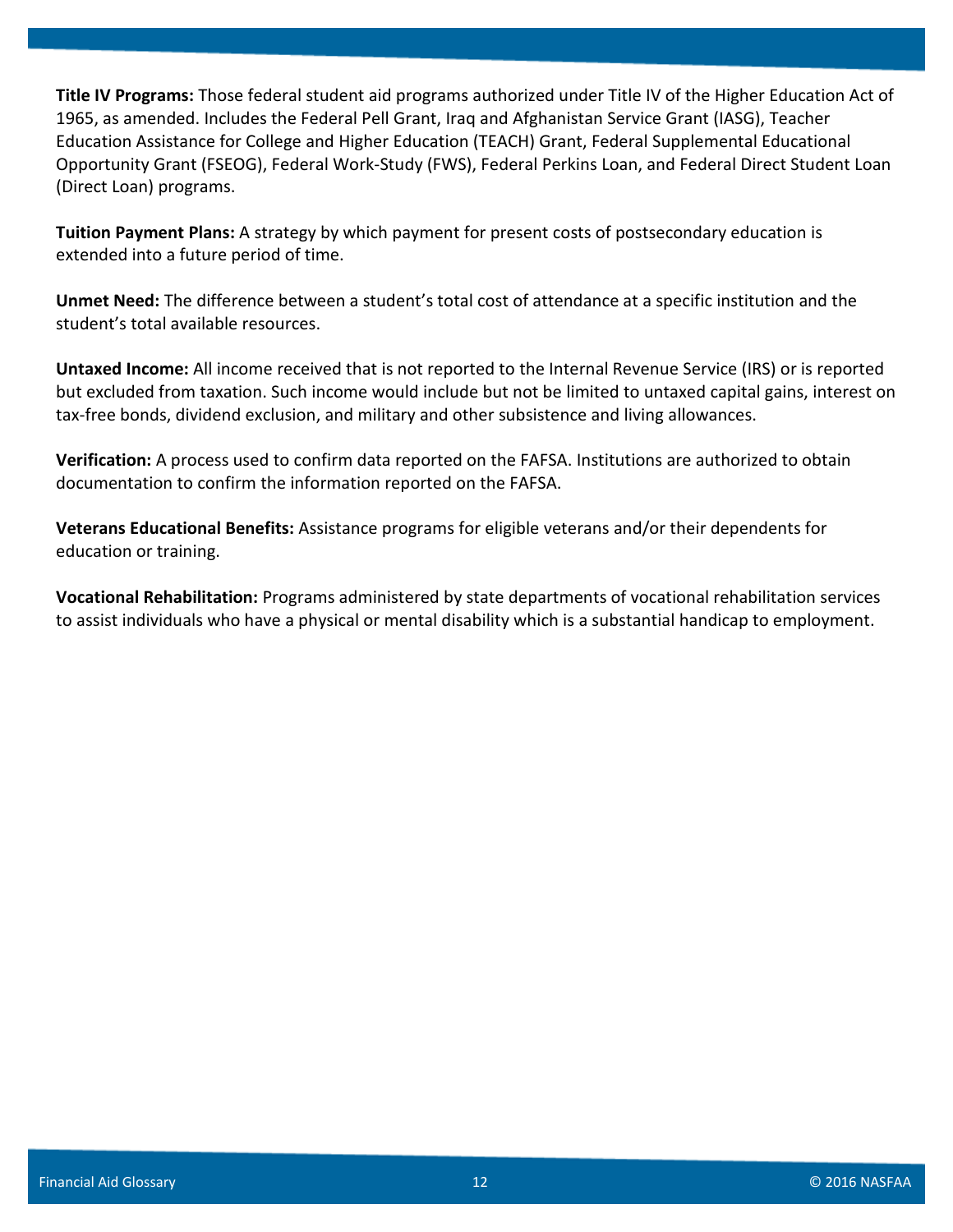**Title IV Programs:** Those federal student aid programs authorized under Title IV of the Higher Education Act of 1965, as amended. Includes the Federal Pell Grant, Iraq and Afghanistan Service Grant (IASG), Teacher Education Assistance for College and Higher Education (TEACH) Grant, Federal Supplemental Educational Opportunity Grant (FSEOG), Federal Work-Study (FWS), Federal Perkins Loan, and Federal Direct Student Loan (Direct Loan) programs.

**Tuition Payment Plans:** A strategy by which payment for present costs of postsecondary education is extended into a future period of time.

**Unmet Need:** The difference between a student's total cost of attendance at a specific institution and the student's total available resources.

**Untaxed Income:** All income received that is not reported to the Internal Revenue Service (IRS) or is reported but excluded from taxation. Such income would include but not be limited to untaxed capital gains, interest on tax-free bonds, dividend exclusion, and military and other subsistence and living allowances.

**Verification:** A process used to confirm data reported on the FAFSA. Institutions are authorized to obtain documentation to confirm the information reported on the FAFSA.

**Veterans Educational Benefits:** Assistance programs for eligible veterans and/or their dependents for education or training.

**Vocational Rehabilitation:** Programs administered by state departments of vocational rehabilitation services to assist individuals who have a physical or mental disability which is a substantial handicap to employment.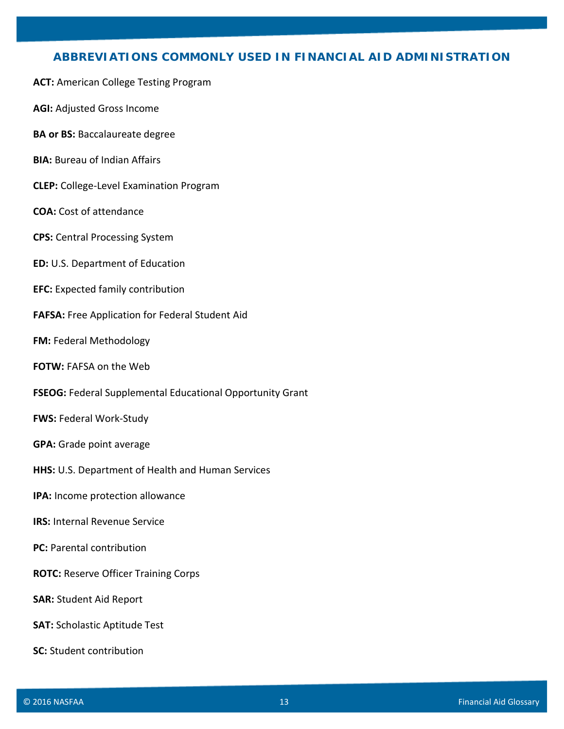## ABBREVIATIONS COMMONLY USED IN FINANCIAL AID ADMINISTRATION

**ACT:** American College Testing Program

**AGI:** Adjusted Gross Income

**BA or BS:** Baccalaureate degree

**BIA:** Bureau of Indian Affairs

**CLEP:** College-Level Examination Program

**COA:** Cost of attendance

**CPS:** Central Processing System

**ED:** U.S. Department of Education

**EFC:** Expected family contribution

**FAFSA:** Free Application for Federal Student Aid

**FM:** Federal Methodology

**FOTW:** FAFSA on the Web

**FSEOG:** Federal Supplemental Educational Opportunity Grant

**FWS:** Federal Work-Study

**GPA:** Grade point average

**HHS:** U.S. Department of Health and Human Services

**IPA:** Income protection allowance

**IRS:** Internal Revenue Service

**PC:** Parental contribution

**ROTC:** Reserve Officer Training Corps

**SAR:** Student Aid Report

**SAT:** Scholastic Aptitude Test

**SC:** Student contribution